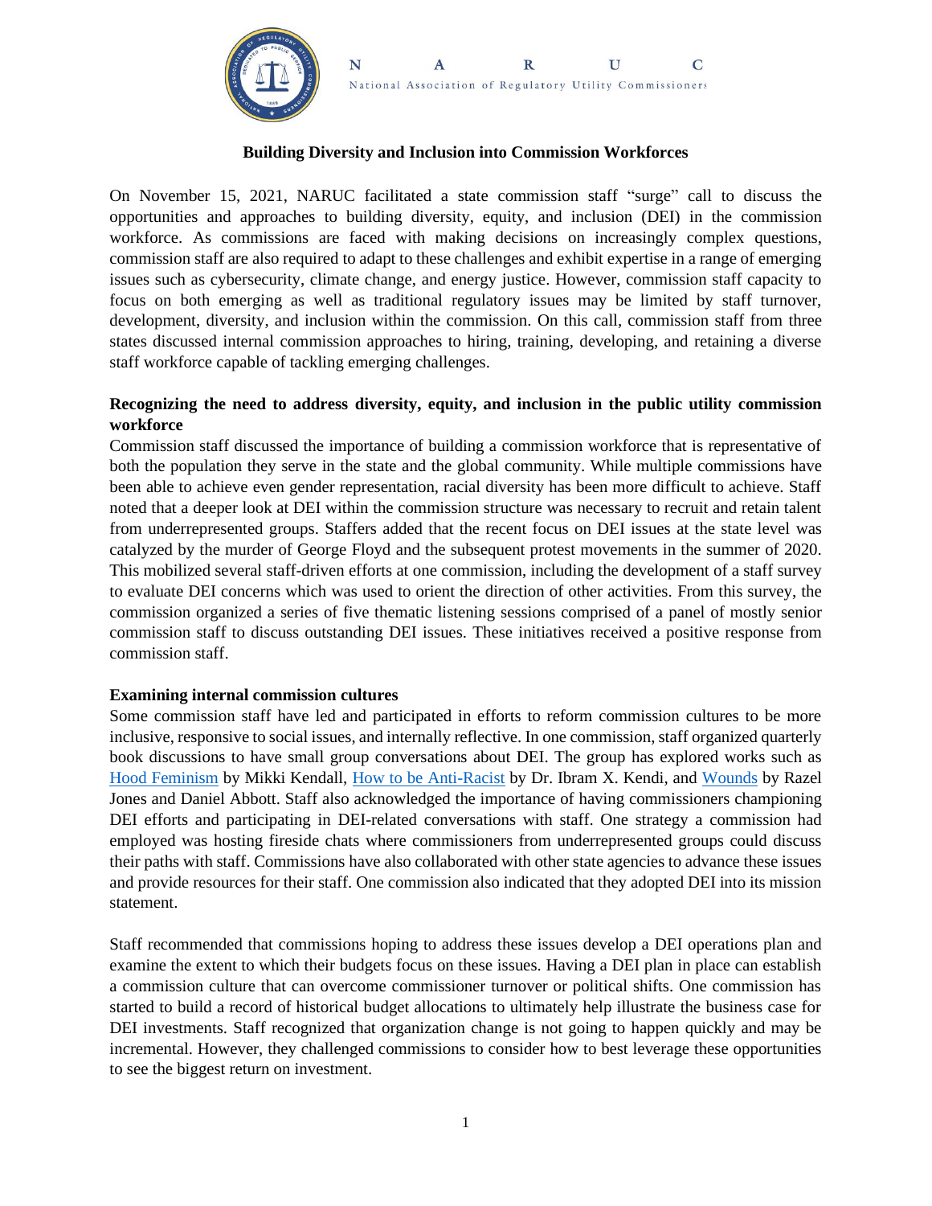N A R U C

National Association of Regulatory Utility Commissioners

# Building Diversity and Inclusion into Commission Workforces

On November 15, 2021, NARUC facilitated a state commission staff "surge" call to discuss the opportunities and approaches to building diversity, equity, and inclusion (DEI) in the commission workforce. As commissions are faced with making decisions on increasingly complex questions, commission staff are also required to adapt to these challenges and exhibit expertise in a range of emerging issues such as cybersecurity, climate change, and energy justice. However, commission staff capacity to focus on both emerging as well as traditional regulatory issues may be limited by staff turnover, development, diversity, and inclusion within the commission. On this call, commission staff from three states discussed internal commission approaches to hiring, training, developing, and retaining a diverse staff workforce capable of tackling emerging challenges.

## Recognizing the need to address diversity, equity, and inclusion in the public utility commission workforce

Commission staff discussed the importance of building a commission workforce that is representative of both the population they serve in the state and the global community. While multiple commissions have been able to achieve even gender representation, racial diversity has been more difficult to achieve. Staff noted that a deeper look at DEI within the commission structure was necessary to recruit and retain talent from underrepresented groups. Staffers added that the recent focus on DEI issues at the state level was catalyzed by the murder of George Floyd and the subsequent protest movements in the summer of 2020. This mobilized several staff-driven efforts at one commission, including the development of a staff survey to evaluate DEI concerns which was used to orient the direction of other activities. From this survey, the commission organized a series of five thematic listening sessions comprised of a panel of mostly senior commission staff to discuss outstanding DEI issues. These initiatives received a positive response from commission staff.

## Examining internal commission cultures

Some commission staff have led and participated in efforts to reform commission cultures to be more inclusive, responsive to social issues, and internally reflective. In one commission, staff organized quarterly book discussions to have small group conversations about DEI. The group has explored works such as Hood Feminism by Mikki Kendall, How to be Anti-Racist by Dr. Ibram X. Kendi, and Wounds by Razel Jones and Daniel Abbott. Staff also acknowledged the importance of having commissioners championing DEI efforts and participating in DEI-related conversations with staff. One strategy a commission had employed was hosting fireside chats where commissioners from underrepresented groups could discuss their paths with staff. Commissions have also collaborated with other state agencies to advance these issues and provide resources for their staff. One commission also indicated that they adopted DEI into its mission statement.

Staff recommended that commissions hoping to address these issues develop a DEI operations plan and examine the extent to which their budgets focus on these issues. Having a DEI plan in place can establish a commission culture that can overcome commissioner turnover or political shifts. One commission has started to build a record of historical budget allocations to ultimately help illustrate the business case for DEI investments. Staff recognized that organization change is not going to happen quickly and may be incremental. However, they challenged commissions to consider how to best leverage these opportunities to see the biggest return on investment.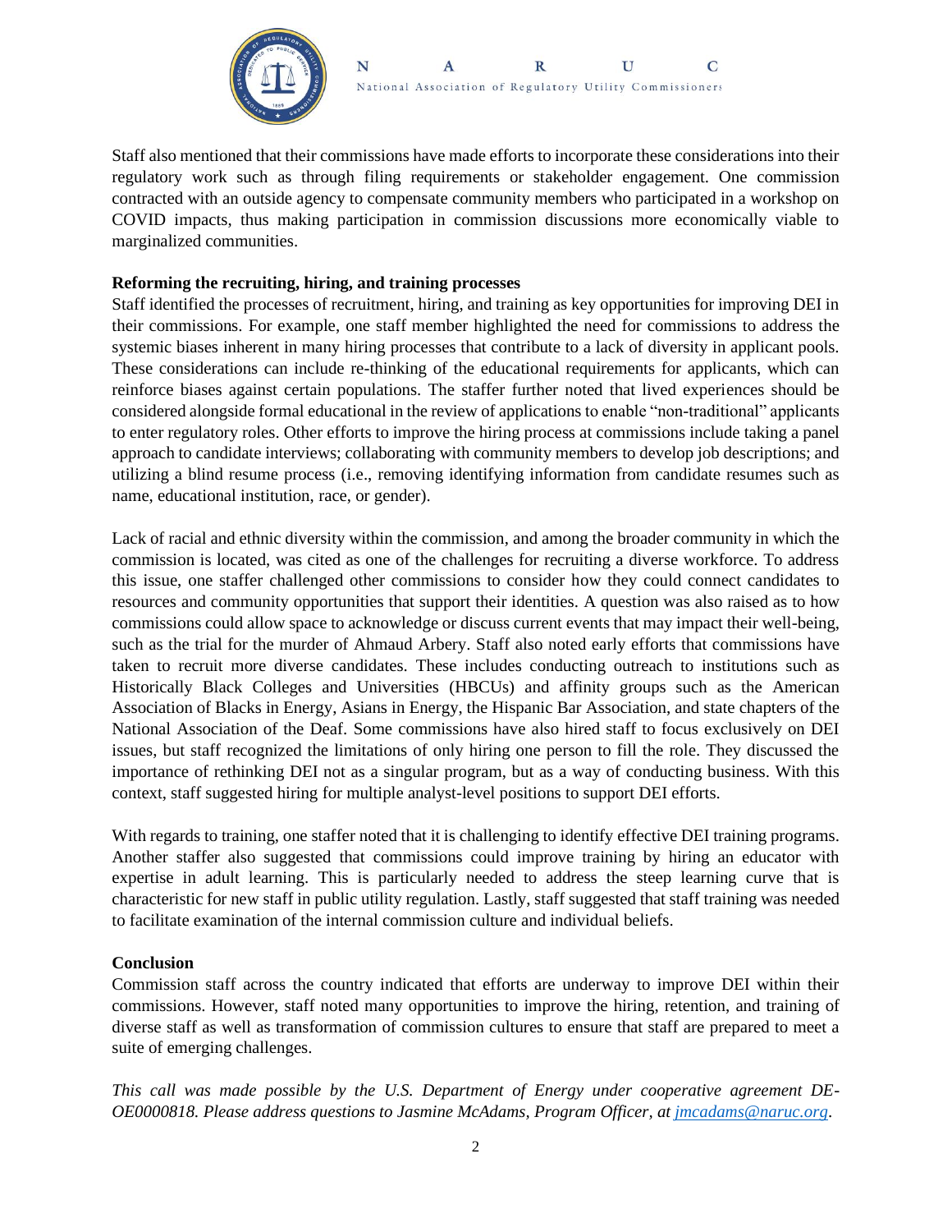Staff also mentioned that their commissions have made efforts to incorporate these considerations into their regulatory work such as through filing requirements or stakeholder engagement. One commission contracted with an outside agency to compensate community members who participated in a workshop on COVID impacts, thus making participation in commission discussions more economically viable to marginalized communities.

**Reforming the recruiting, hiring, and training processes**

Staff identified the processes of recruitment, hiring, and training as key opportunities for improving DEI in their commissions. For example, one staff member highlighted the need for commissions to address the systemic biases inherent in many hiring processes that contribute to a lack of diversity in applicant pools. These considerations can include re-thinking of the educational requirements for applicants, which can reinforce biases against certain populations. The staffer further noted that lived experiences should be considered alongside formal educational in the review of applications to enable "non-traditional" applicants to enter regulatory roles. Other efforts to improve the hiring process at commissions include taking a panel approach to candidate interviews; collaborating with community members to develop job descriptions; and utilizing a blind resume process (i.e., removing identifying information from candidate resumes such as name, educational institution, race, or gender).

Lack of racial and ethnic diversity within the commission, and among the broader community in which the commission is located, was cited as one of the challenges for recruiting a diverse workforce. To address this issue, one staffer challenged other commissions to consider how they could connect candidates to resources and community opportunities that support their identities. A question was also raised as to how commissions could allow space to acknowledge or discuss current events that may impact their well-being, such as the trial for the murder of Ahmaud Arbery. Staff also noted early efforts that commissions have taken to recruit more diverse candidates. These includes conducting outreach to institutions such as Historically Black Colleges and Universities (HBCUs) and affinity groups such as the American Association of Blacks in Energy, Asians in Energy, the Hispanic Bar Association, and state chapters of the National Association of the Deaf. Some commissions have also hired staff to focus exclusively on DEI issues, but staff recognized the limitations of only hiring one person to fill the role. They discussed the importance of rethinking DEI not as a singular program, but as a way of conducting business. With this context, staff suggested hiring for multiple analyst-level positions to support DEI efforts.

With regards to training, one staffer noted that it is challenging to identify effective DEI training programs. Another staffer also suggested that commissions could improve training by hiring an educator with expertise in adult learning. This is particularly needed to address the steep learning curve that is characteristic for new staff in public utility regulation. Lastly, staff suggested that staff training was needed to facilitate examination of the internal commission culture and individual beliefs.

**Conclusion**

Commission staff across the country indicated that efforts are underway to improve DEI within their commissions. However, staff noted many opportunities to improve the hiring, retention, and training of diverse staff as well as transformation of commission cultures to ensure that staff are prepared to meet a suite of emerging challenges.

*This call was made possible by the U.S. Department of Energy under cooperative agreement DE-OE0000818. Please address questions to Jasmine McAdams, Program Officer, at [jmcadams@naruc.org](mailto:jmcadams@naruc.org).*